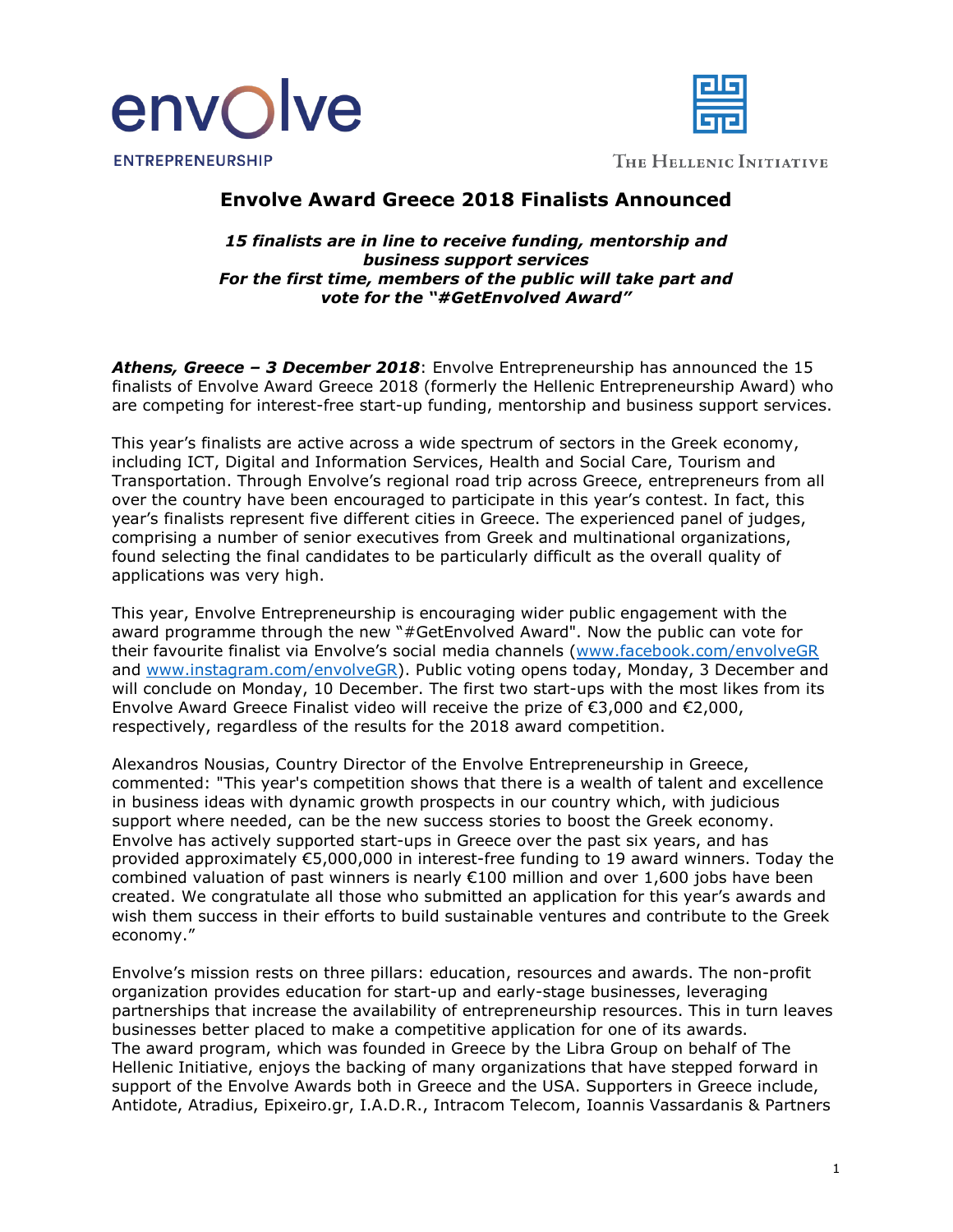envolve ENTREPRENEURSHIP

THE HELLENIC INITIATIVE

# Envolve Award Greece 2018 Finalists Announced

***15 finalists are in line to receive funding, mentorship and business support services***
***For the first time, members of the public will take part and vote for the "#GetEnvolved Award"***

***Athens, Greece – 3 December 2018***: Envolve Entrepreneurship has announced the 15 finalists of Envolve Award Greece 2018 (formerly the Hellenic Entrepreneurship Award) who are competing for interest-free start-up funding, mentorship and business support services.

This year's finalists are active across a wide spectrum of sectors in the Greek economy, including ICT, Digital and Information Services, Health and Social Care, Tourism and Transportation. Through Envolve's regional road trip across Greece, entrepreneurs from all over the country have been encouraged to participate in this year's contest. In fact, this year's finalists represent five different cities in Greece. The experienced panel of judges, comprising a number of senior executives from Greek and multinational organizations, found selecting the final candidates to be particularly difficult as the overall quality of applications was very high.

This year, Envolve Entrepreneurship is encouraging wider public engagement with the award programme through the new "#GetEnvolved Award". Now the public can vote for their favourite finalist via Envolve's social media channels ([www.facebook.com/envolveGR](www.facebook.com/envolveGR) and [www.instagram.com/envolveGR](www.instagram.com/envolveGR)). Public voting opens today, Monday, 3 December and will conclude on Monday, 10 December. The first two start-ups with the most likes from its Envolve Award Greece Finalist video will receive the prize of €3,000 and €2,000, respectively, regardless of the results for the 2018 award competition.

Alexandros Nousias, Country Director of the Envolve Entrepreneurship in Greece, commented: "This year's competition shows that there is a wealth of talent and excellence in business ideas with dynamic growth prospects in our country which, with judicious support where needed, can be the new success stories to boost the Greek economy. Envolve has actively supported start-ups in Greece over the past six years, and has provided approximately €5,000,000 in interest-free funding to 19 award winners. Today the combined valuation of past winners is nearly €100 million and over 1,600 jobs have been created. We congratulate all those who submitted an application for this year's awards and wish them success in their efforts to build sustainable ventures and contribute to the Greek economy."

Envolve's mission rests on three pillars: education, resources and awards. The non-profit organization provides education for start-up and early-stage businesses, leveraging partnerships that increase the availability of entrepreneurship resources. This in turn leaves businesses better placed to make a competitive application for one of its awards.
The award program, which was founded in Greece by the Libra Group on behalf of The Hellenic Initiative, enjoys the backing of many organizations that have stepped forward in support of the Envolve Awards both in Greece and the USA. Supporters in Greece include, Antidote, Atradius, Epixeiro.gr, I.A.D.R., Intracom Telecom, Ioannis Vassardanis & Partners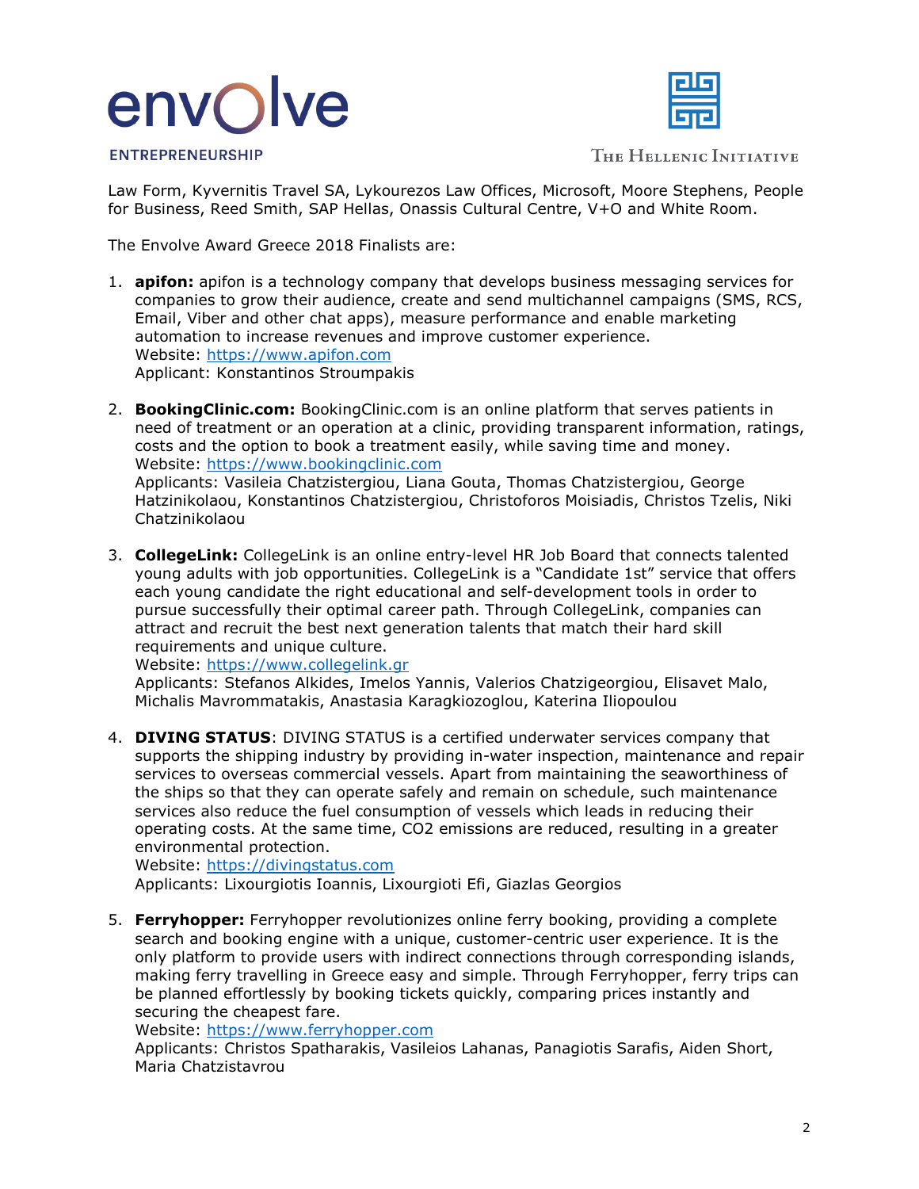Law Form, Kyvernitis Travel SA, Lykourezos Law Offices, Microsoft, Moore Stephens, People for Business, Reed Smith, SAP Hellas, Onassis Cultural Centre, V+O and White Room.

The Envolve Award Greece 2018 Finalists are:

1. **apifon:** apifon is a technology company that develops business messaging services for companies to grow their audience, create and send multichannel campaigns (SMS, RCS, Email, Viber and other chat apps), measure performance and enable marketing automation to increase revenues and improve customer experience.
   Website: https://www.apifon.com
   Applicant: Konstantinos Stroumpakis

2. **BookingClinic.com:** BookingClinic.com is an online platform that serves patients in need of treatment or an operation at a clinic, providing transparent information, ratings, costs and the option to book a treatment easily, while saving time and money.
   Website: https://www.bookingclinic.com
   Applicants: Vasileia Chatzistergiou, Liana Gouta, Thomas Chatzistergiou, George Hatzinikolaou, Konstantinos Chatzistergiou, Christoforos Moisiadis, Christos Tzelis, Niki Chatzinikolaou

3. **CollegeLink:** CollegeLink is an online entry-level HR Job Board that connects talented young adults with job opportunities. CollegeLink is a "Candidate 1st" service that offers each young candidate the right educational and self-development tools in order to pursue successfully their optimal career path. Through CollegeLink, companies can attract and recruit the best next generation talents that match their hard skill requirements and unique culture.
   Website: https://www.collegelink.gr
   Applicants: Stefanos Alkides, Imelos Yannis, Valerios Chatzigeorgiou, Elisavet Malo, Michalis Mavrommatakis, Anastasia Karagkiozoglou, Katerina Iliopoulou

4. **DIVING STATUS**: DIVING STATUS is a certified underwater services company that supports the shipping industry by providing in-water inspection, maintenance and repair services to overseas commercial vessels. Apart from maintaining the seaworthiness of the ships so that they can operate safely and remain on schedule, such maintenance services also reduce the fuel consumption of vessels which leads in reducing their operating costs. At the same time, $CO_2$ emissions are reduced, resulting in a greater environmental protection.
   Website: https://divingstatus.com
   Applicants: Lixourgiotis Ioannis, Lixourgioti Efi, Giazlas Georgios

5. **Ferryhopper:** Ferryhopper revolutionizes online ferry booking, providing a complete search and booking engine with a unique, customer-centric user experience. It is the only platform to provide users with indirect connections through corresponding islands, making ferry travelling in Greece easy and simple. Through Ferryhopper, ferry trips can be planned effortlessly by booking tickets quickly, comparing prices instantly and securing the cheapest fare.
   Website: https://www.ferryhopper.com
   Applicants: Christos Spatharakis, Vasileios Lahanas, Panagiotis Sarafis, Aiden Short, Maria Chatzistavrou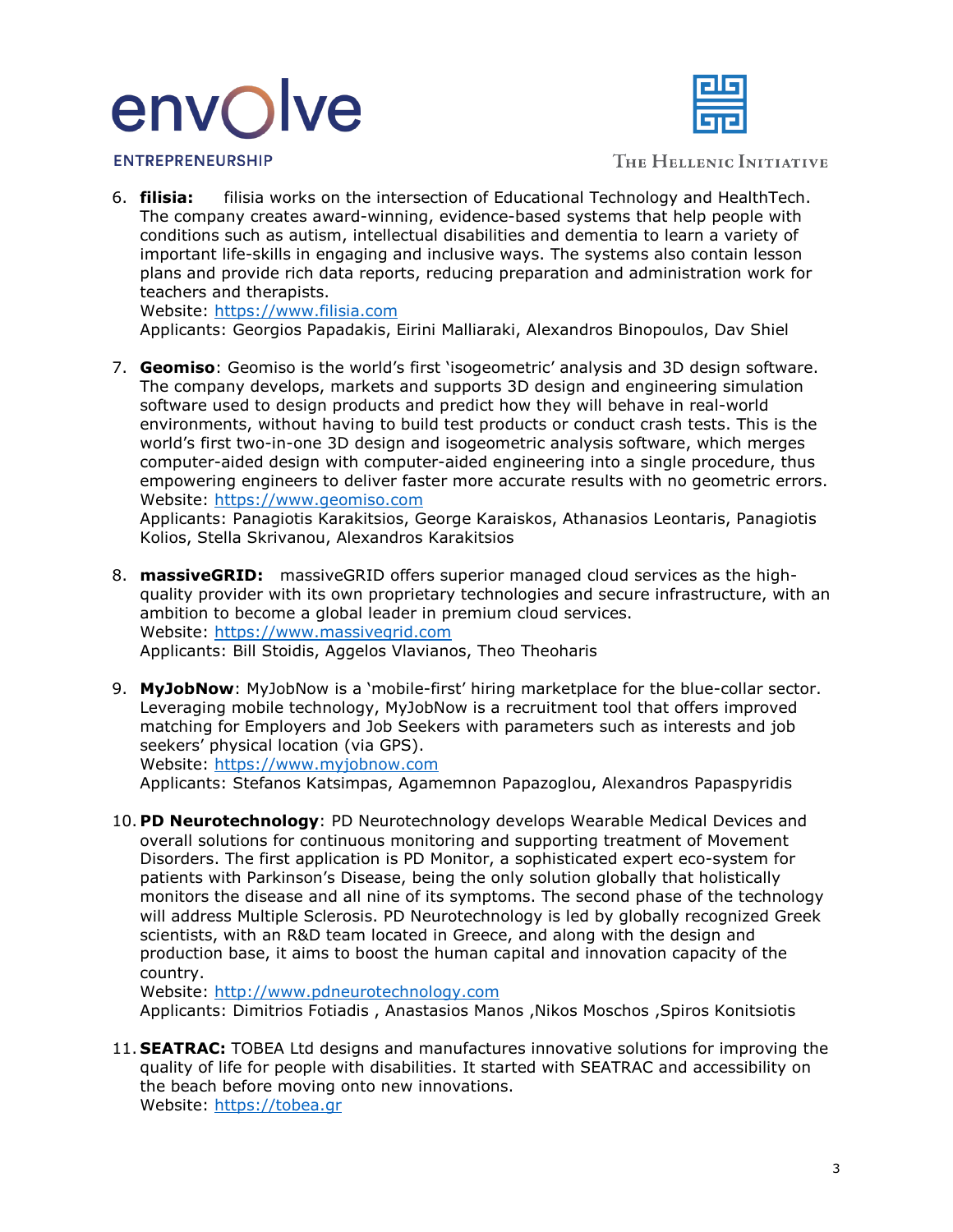6. **filisia:** filisia works on the intersection of Educational Technology and HealthTech. The company creates award-winning, evidence-based systems that help people with conditions such as autism, intellectual disabilities and dementia to learn a variety of important life-skills in engaging and inclusive ways. The systems also contain lesson plans and provide rich data reports, reducing preparation and administration work for teachers and therapists.
   Website: [https://www.filisia.com](https://www.filisia.com)
   Applicants: Georgios Papadakis, Eirini Malliaraki, Alexandros Binopoulos, Dav Shiel

7. **Geomiso**: Geomiso is the world's first 'isogeometric' analysis and 3D design software. The company develops, markets and supports 3D design and engineering simulation software used to design products and predict how they will behave in real-world environments, without having to build test products or conduct crash tests. This is the world's first two-in-one 3D design and isogeometric analysis software, which merges computer-aided design with computer-aided engineering into a single procedure, thus empowering engineers to deliver faster more accurate results with no geometric errors.
   Website: [https://www.geomiso.com](https://www.geomiso.com)
   Applicants: Panagiotis Karakitsios, George Karaiskos, Athanasios Leontaris, Panagiotis Kolios, Stella Skrivanou, Alexandros Karakitsios

8. **massiveGRID:** massiveGRID offers superior managed cloud services as the high-quality provider with its own proprietary technologies and secure infrastructure, with an ambition to become a global leader in premium cloud services.
   Website: [https://www.massivegrid.com](https://www.massivegrid.com)
   Applicants: Bill Stoidis, Aggelos Vlavianos, Theo Theoharis

9. **MyJobNow**: MyJobNow is a 'mobile-first' hiring marketplace for the blue-collar sector. Leveraging mobile technology, MyJobNow is a recruitment tool that offers improved matching for Employers and Job Seekers with parameters such as interests and job seekers' physical location (via GPS).
   Website: [https://www.myjobnow.com](https://www.myjobnow.com)
   Applicants: Stefanos Katsimpas, Agamemnon Papazoglou, Alexandros Papaspyridis

10. **PD Neurotechnology**: PD Neurotechnology develops Wearable Medical Devices and overall solutions for continuous monitoring and supporting treatment of Movement Disorders. The first application is PD Monitor, a sophisticated expert eco-system for patients with Parkinson's Disease, being the only solution globally that holistically monitors the disease and all nine of its symptoms. The second phase of the technology will address Multiple Sclerosis. PD Neurotechnology is led by globally recognized Greek scientists, with an R&D team located in Greece, and along with the design and production base, it aims to boost the human capital and innovation capacity of the country.
    Website: [http://www.pdneurotechnology.com](http://www.pdneurotechnology.com)
    Applicants: Dimitrios Fotiadis , Anastasios Manos ,Nikos Moschos ,Spiros Konitsiotis

11. **SEATRAC:** TOBEA Ltd designs and manufactures innovative solutions for improving the quality of life for people with disabilities. It started with SEATRAC and accessibility on the beach before moving onto new innovations.
    Website: [https://tobea.gr](https://tobea.gr)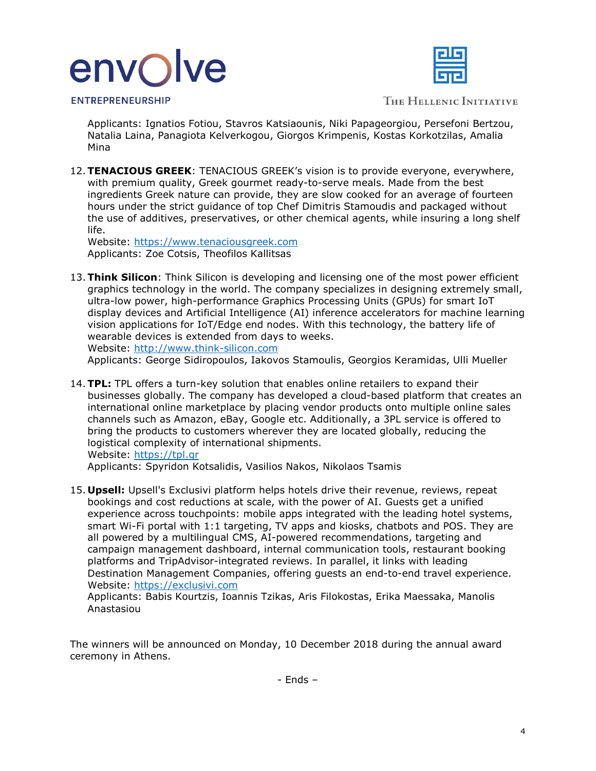Applicants: Ignatios Fotiou, Stavros Katsiaounis, Niki Papageorgiou, Persefoni Bertzou, Natalia Laina, Panagiota Kelverkogou, Giorgos Krimpenis, Kostas Korkotzilas, Amalia Mina

12. **TENACIOUS GREEK**: TENACIOUS GREEK's vision is to provide everyone, everywhere, with premium quality, Greek gourmet ready-to-serve meals. Made from the best ingredients Greek nature can provide, they are slow cooked for an average of fourteen hours under the strict guidance of top Chef Dimitris Stamoudis and packaged without the use of additives, preservatives, or other chemical agents, while insuring a long shelf life.
    Website: https://www.tenaciousgreek.com
    Applicants: Zoe Cotsis, Theofilos Kallitsas

13. **Think Silicon**: Think Silicon is developing and licensing one of the most power efficient graphics technology in the world. The company specializes in designing extremely small, ultra-low power, high-performance Graphics Processing Units (GPUs) for smart IoT display devices and Artificial Intelligence (AI) inference accelerators for machine learning vision applications for IoT/Edge end nodes. With this technology, the battery life of wearable devices is extended from days to weeks.
    Website: http://www.think-silicon.com
    Applicants: George Sidiropoulos, Iakovos Stamoulis, Georgios Keramidas, Ulli Mueller

14. **TPL:** TPL offers a turn-key solution that enables online retailers to expand their businesses globally. The company has developed a cloud-based platform that creates an international online marketplace by placing vendor products onto multiple online sales channels such as Amazon, eBay, Google etc. Additionally, a 3PL service is offered to bring the products to customers wherever they are located globally, reducing the logistical complexity of international shipments.
    Website: https://tpl.gr
    Applicants: Spyridon Kotsalidis, Vasilios Nakos, Nikolaos Tsamis

15. **Upsell:** Upsell's Exclusivi platform helps hotels drive their revenue, reviews, repeat bookings and cost reductions at scale, with the power of AI. Guests get a unified experience across touchpoints: mobile apps integrated with the leading hotel systems, smart Wi-Fi portal with 1:1 targeting, TV apps and kiosks, chatbots and POS. They are all powered by a multilingual CMS, AI-powered recommendations, targeting and campaign management dashboard, internal communication tools, restaurant booking platforms and TripAdvisor-integrated reviews. In parallel, it links with leading Destination Management Companies, offering guests an end-to-end travel experience.
    Website: https://exclusivi.com
    Applicants: Babis Kourtzis, Ioannis Tzikas, Aris Filokostas, Erika Maessaka, Manolis Anastasiou

The winners will be announced on Monday, 10 December 2018 during the annual award ceremony in Athens.

- Ends –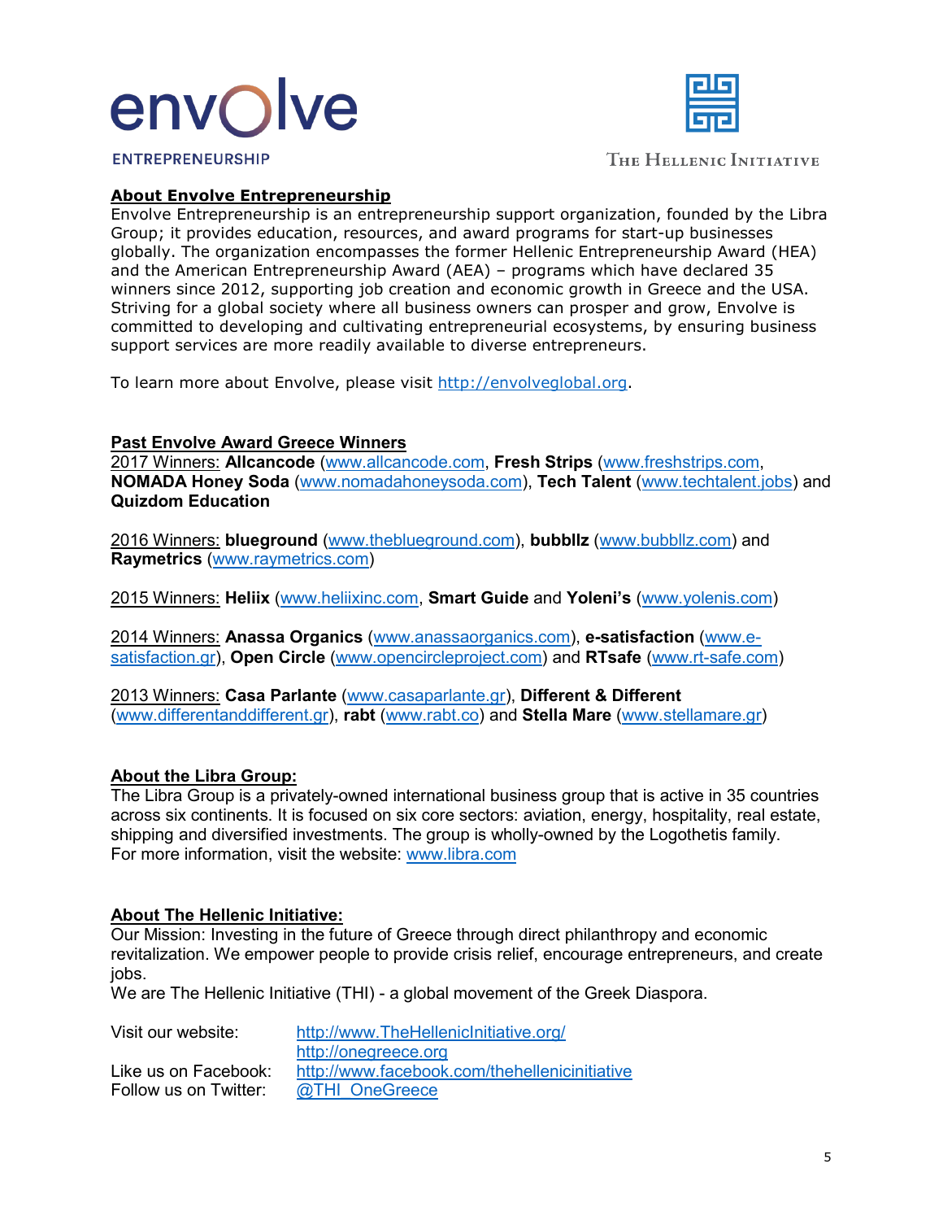envOlve
ENTREPRENEURSHIP

The Hellenic Initiative

**About Envolve Entrepreneurship**

Envolve Entrepreneurship is an entrepreneurship support organization, founded by the Libra Group; it provides education, resources, and award programs for start-up businesses globally. The organization encompasses the former Hellenic Entrepreneurship Award (HEA) and the American Entrepreneurship Award (AEA) – programs which have declared 35 winners since 2012, supporting job creation and economic growth in Greece and the USA. Striving for a global society where all business owners can prosper and grow, Envolve is committed to developing and cultivating entrepreneurial ecosystems, by ensuring business support services are more readily available to diverse entrepreneurs.

To learn more about Envolve, please visit http://envolveglobal.org.

**Past Envolve Award Greece Winners**

2017 Winners: **Allcancode** (www.allcancode.com, **Fresh Strips** (www.freshstrips.com, **NOMADA Honey Soda** (www.nomadahoneysoda.com), **Tech Talent** (www.techtalent.jobs) and **Quizdom Education**

2016 Winners: **blueground** (www.theblueground.com), **bubbllz** (www.bubbllz.com) and **Raymetrics** (www.raymetrics.com)

2015 Winners: **Heliix** (www.heliixinc.com, **Smart Guide** and **Yoleni's** (www.yolenis.com)

2014 Winners: **Anassa Organics** (www.anassaorganics.com), **e-satisfaction** (www.e-satisfaction.gr), **Open Circle** (www.opencircleproject.com) and **RTsafe** (www.rt-safe.com)

2013 Winners: **Casa Parlante** (www.casaparlante.gr), **Different & Different** (www.differentanddifferent.gr), **rabt** (www.rabt.co) and **Stella Mare** (www.stellamare.gr)

**About the Libra Group:**

The Libra Group is a privately-owned international business group that is active in 35 countries across six continents. It is focused on six core sectors: aviation, energy, hospitality, real estate, shipping and diversified investments. The group is wholly-owned by the Logothetis family.
For more information, visit the website: www.libra.com

**About The Hellenic Initiative:**

Our Mission: Investing in the future of Greece through direct philanthropy and economic revitalization. We empower people to provide crisis relief, encourage entrepreneurs, and create jobs.
We are The Hellenic Initiative (THI) - a global movement of the Greek Diaspora.

Visit our website: http://www.TheHellenicInitiative.org/
http://onegreece.org
Like us on Facebook: http://www.facebook.com/thehellenicinitiative
Follow us on Twitter: @THI_OneGreece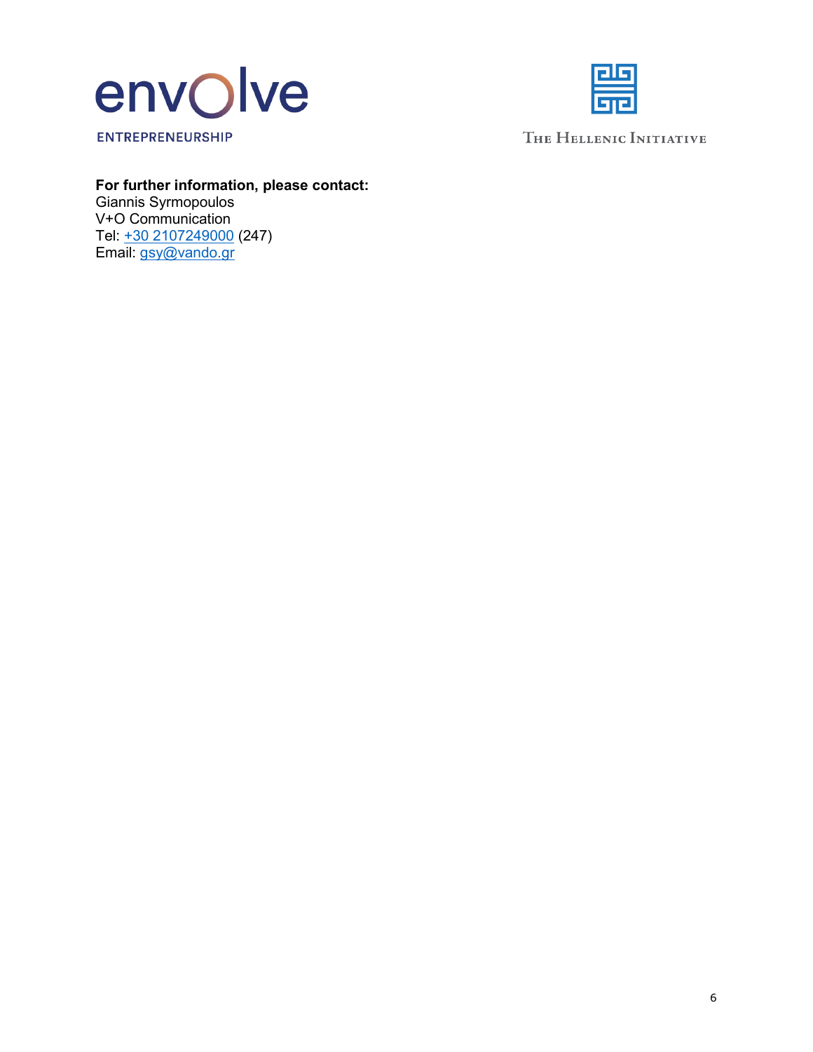**For further information, please contact:**
Giannis Syrmopoulos
V+O Communication
Tel: +30 2107249000 (247)
Email: gsy@vando.gr